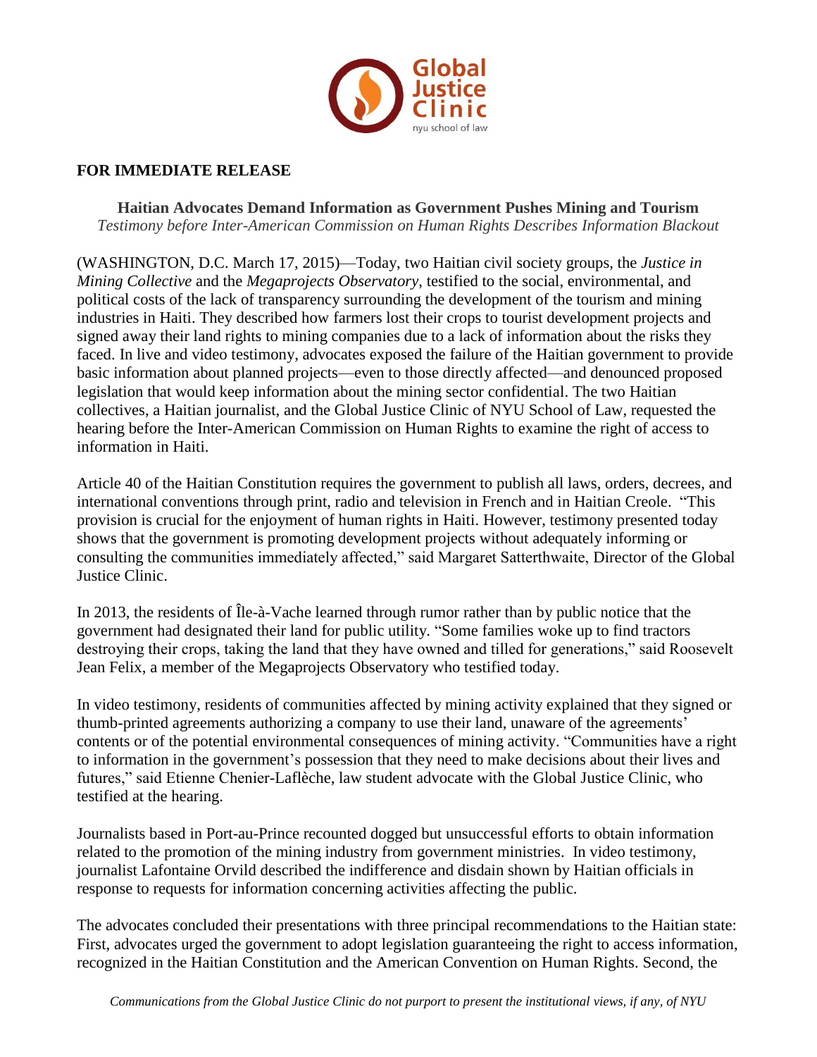**FOR IMMEDIATE RELEASE**

**Haitian Advocates Demand Information as Government Pushes Mining and Tourism**
*Testimony before Inter-American Commission on Human Rights Describes Information Blackout*

(WASHINGTON, D.C. March 17, 2015)—Today, two Haitian civil society groups, the *Justice in Mining Collective* and the *Megaprojects Observatory,* testified to the social, environmental, and political costs of the lack of transparency surrounding the development of the tourism and mining industries in Haiti. They described how farmers lost their crops to tourist development projects and signed away their land rights to mining companies due to a lack of information about the risks they faced. In live and video testimony, advocates exposed the failure of the Haitian government to provide basic information about planned projects—even to those directly affected—and denounced proposed legislation that would keep information about the mining sector confidential. The two Haitian collectives, a Haitian journalist, and the Global Justice Clinic of NYU School of Law, requested the hearing before the Inter-American Commission on Human Rights to examine the right of access to information in Haiti.

Article 40 of the Haitian Constitution requires the government to publish all laws, orders, decrees, and international conventions through print, radio and television in French and in Haitian Creole. "This provision is crucial for the enjoyment of human rights in Haiti. However, testimony presented today shows that the government is promoting development projects without adequately informing or consulting the communities immediately affected," said Margaret Satterthwaite, Director of the Global Justice Clinic.

In 2013, the residents of Île-à-Vache learned through rumor rather than by public notice that the government had designated their land for public utility. "Some families woke up to find tractors destroying their crops, taking the land that they have owned and tilled for generations," said Roosevelt Jean Felix, a member of the Megaprojects Observatory who testified today.

In video testimony, residents of communities affected by mining activity explained that they signed or thumb-printed agreements authorizing a company to use their land, unaware of the agreements' contents or of the potential environmental consequences of mining activity. "Communities have a right to information in the government's possession that they need to make decisions about their lives and futures," said Etienne Chenier-Laflèche, law student advocate with the Global Justice Clinic, who testified at the hearing.

Journalists based in Port-au-Prince recounted dogged but unsuccessful efforts to obtain information related to the promotion of the mining industry from government ministries. In video testimony, journalist Lafontaine Orvild described the indifference and disdain shown by Haitian officials in response to requests for information concerning activities affecting the public.

The advocates concluded their presentations with three principal recommendations to the Haitian state: First, advocates urged the government to adopt legislation guaranteeing the right to access information, recognized in the Haitian Constitution and the American Convention on Human Rights. Second, the

*Communications from the Global Justice Clinic do not purport to present the institutional views, if any, of NYU*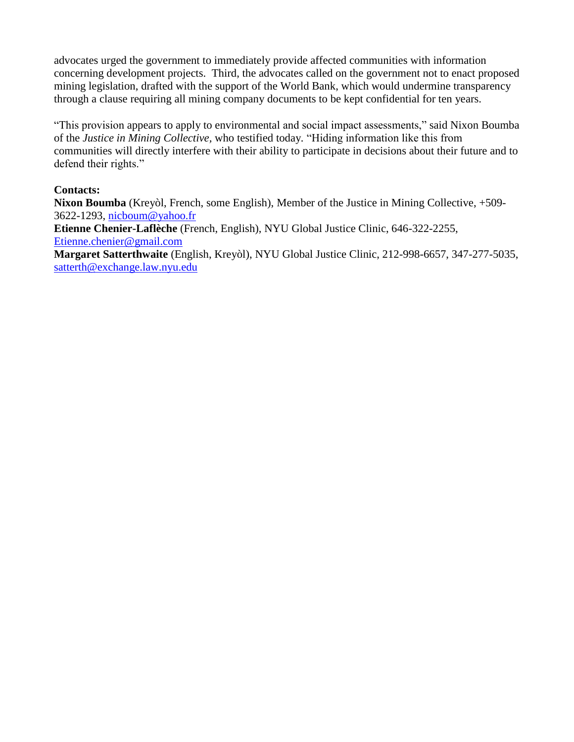advocates urged the government to immediately provide affected communities with information concerning development projects. Third, the advocates called on the government not to enact proposed mining legislation, drafted with the support of the World Bank, which would undermine transparency through a clause requiring all mining company documents to be kept confidential for ten years.

"This provision appears to apply to environmental and social impact assessments," said Nixon Boumba of the *Justice in Mining Collective*, who testified today. "Hiding information like this from communities will directly interfere with their ability to participate in decisions about their future and to defend their rights."

**Contacts:**
**Nixon Boumba** (Kreyòl, French, some English), Member of the Justice in Mining Collective, +509-3622-1293, nicboum@yahoo.fr
**Etienne Chenier-Laflèche** (French, English), NYU Global Justice Clinic, 646-322-2255, Etienne.chenier@gmail.com
**Margaret Satterthwaite** (English, Kreyòl), NYU Global Justice Clinic, 212-998-6657, 347-277-5035, satterth@exchange.law.nyu.edu